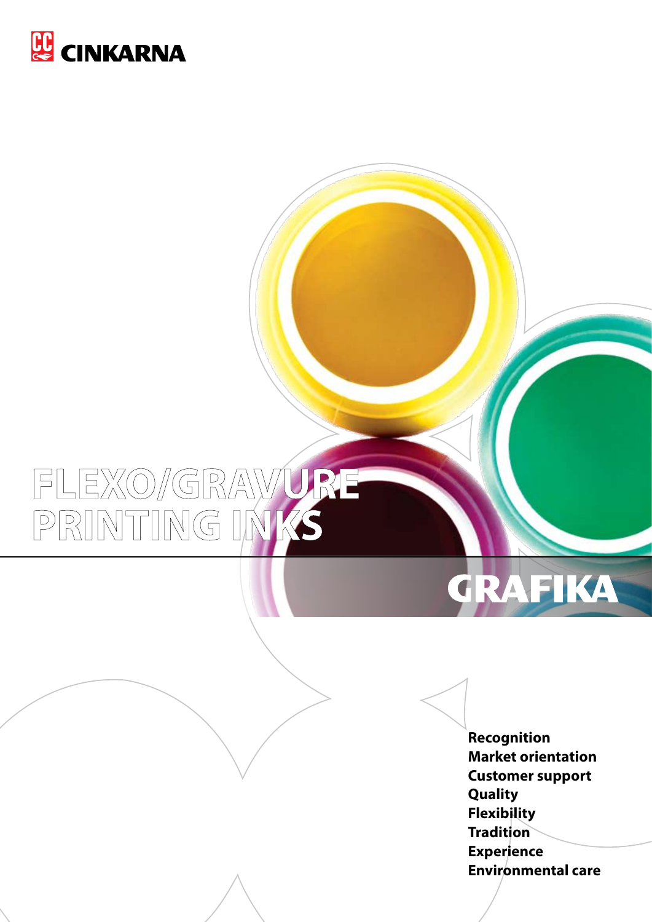CINKARNA

# FLEXO/GRAVURE PRINTING INKS

## GRAFIKA

**Recognition**
**Market orientation**
**Customer support**
**Quality**
**Flexibility**
**Tradition**
**Experience**
**Environmental care**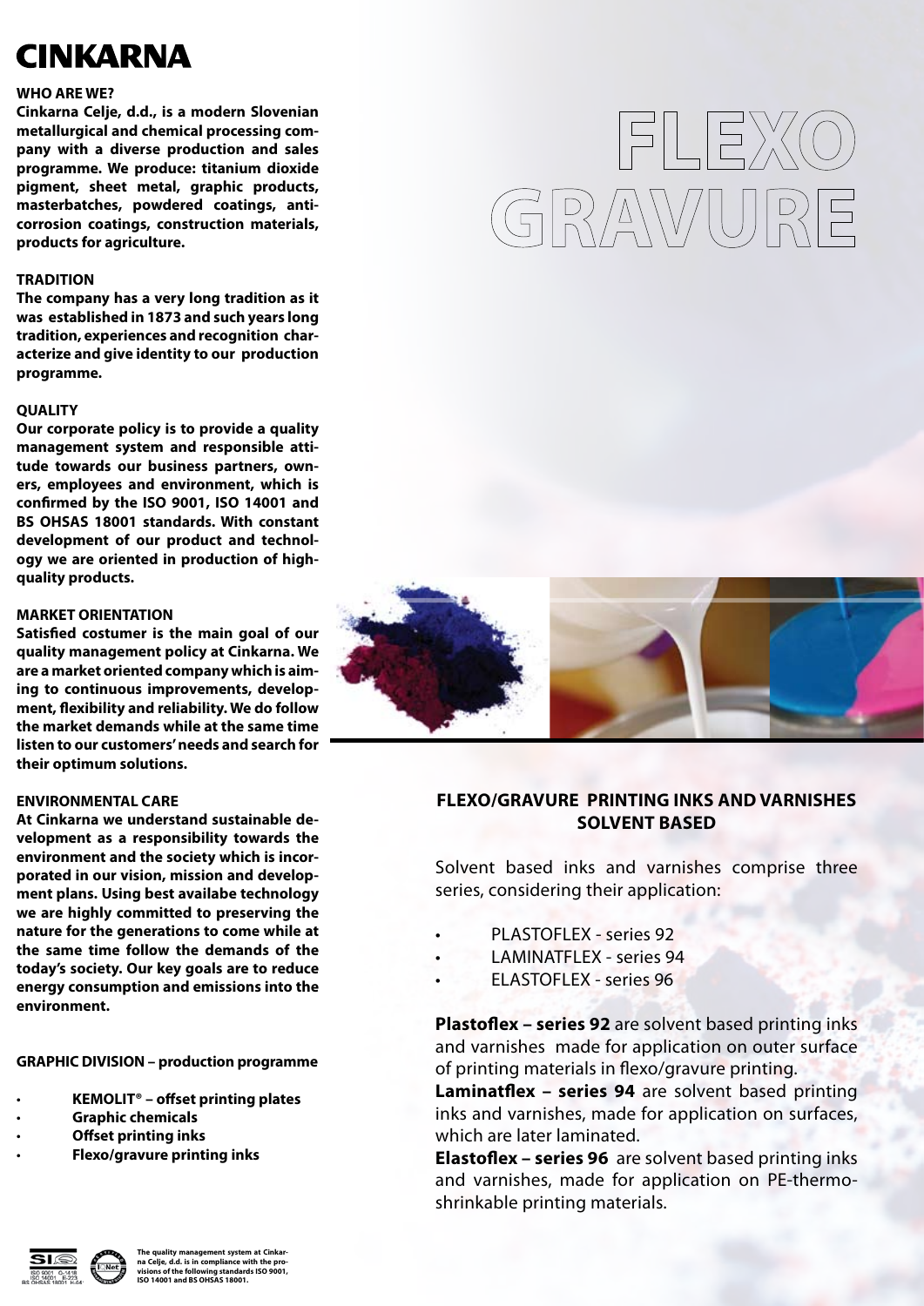# CINKARNA

**WHO ARE WE?**

**Cinkarna Celje, d.d., is a modern Slovenian metallurgical and chemical processing company with a diverse production and sales programme. We produce: titanium dioxide pigment, sheet metal, graphic products, masterbatches, powdered coatings, anticorrosion coatings, construction materials, products for agriculture.**

**TRADITION**

**The company has a very long tradition as it was established in 1873 and such years long tradition, experiences and recognition characterize and give identity to our production programme.**

**QUALITY**

**Our corporate policy is to provide a quality management system and responsible attitude towards our business partners, owners, employees and environment, which is confirmed by the ISO 9001, ISO 14001 and BS OHSAS 18001 standards. With constant development of our product and technology we are oriented in production of high-quality products.**

**MARKET ORIENTATION**

**Satisfied costumer is the main goal of our quality management policy at Cinkarna. We are a market oriented company which is aiming to continuous improvements, development, flexibility and reliability. We do follow the market demands while at the same time listen to our customers' needs and search for their optimum solutions.**

**ENVIRONMENTAL CARE**

**At Cinkarna we understand sustainable development as a responsibility towards the environment and the society which is incorporated in our vision, mission and development plans. Using best availabe technology we are highly committed to preserving the nature for the generations to come while at the same time follow the demands of the today's society. Our key goals are to reduce energy consumption and emissions into the environment.**

**GRAPHIC DIVISION – production programme**

- **KEMOLIT® – offset printing plates**
- **Graphic chemicals**
- **Offset printing inks**
- **Flexo/gravure printing inks**

The quality management system at Cinkarna Celje, d.d. is in compliance with the provisions of the following standards ISO 9001, ISO 14001 and BS OHSAS 18001.

# FLEXO GRAVURE

## FLEXO/GRAVURE PRINTING INKS AND VARNISHES SOLVENT BASED

Solvent based inks and varnishes comprise three series, considering their application:

- PLASTOFLEX - series 92
- LAMINATFLEX - series 94
- ELASTOFLEX - series 96

**Plastoflex – series 92** are solvent based printing inks and varnishes made for application on outer surface of printing materials in flexo/gravure printing.

**Laminatflex – series 94** are solvent based printing inks and varnishes, made for application on surfaces, which are later laminated.

**Elastoflex – series 96** are solvent based printing inks and varnishes, made for application on PE-thermo-shrinkable printing materials.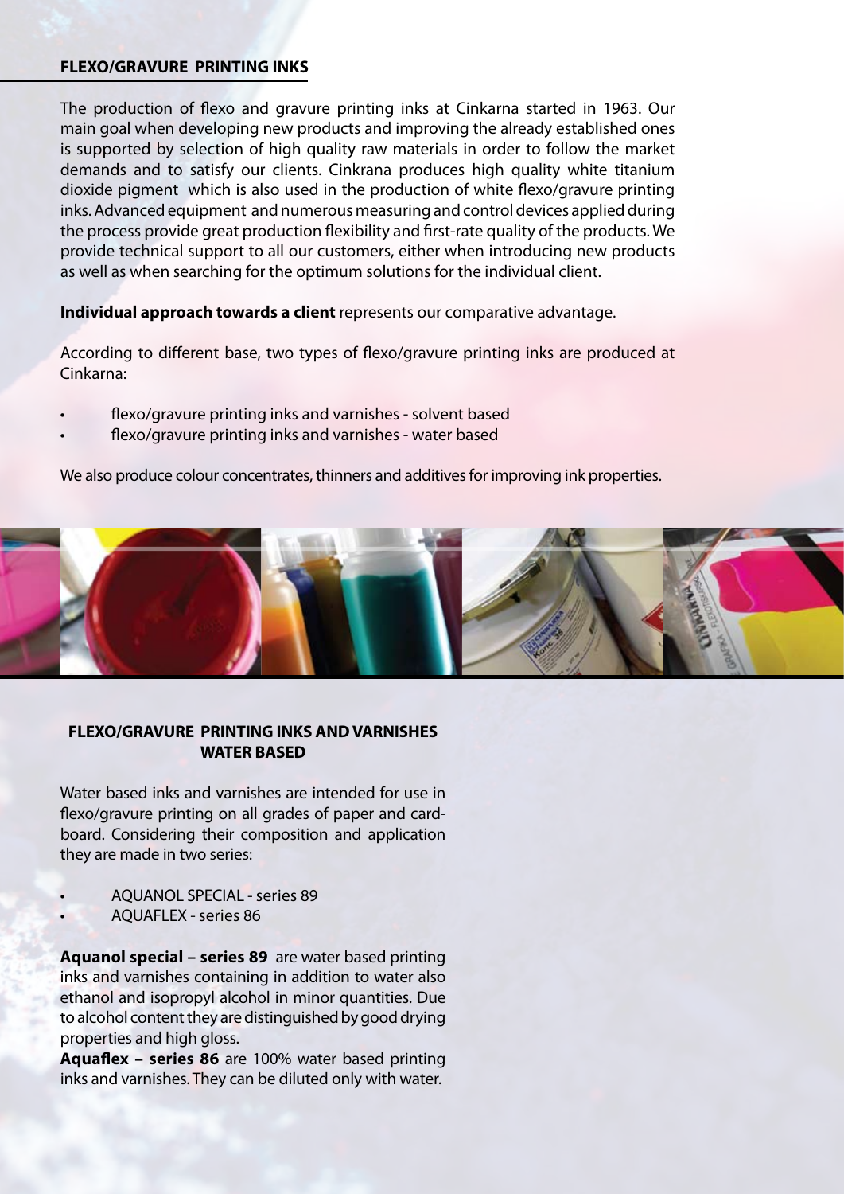## FLEXO/GRAVURE PRINTING INKS

The production of flexo and gravure printing inks at Cinkarna started in 1963. Our main goal when developing new products and improving the already established ones is supported by selection of high quality raw materials in order to follow the market demands and to satisfy our clients. Cinkrana produces high quality white titanium dioxide pigment which is also used in the production of white flexo/gravure printing inks. Advanced equipment and numerous measuring and control devices applied during the process provide great production flexibility and first-rate quality of the products. We provide technical support to all our customers, either when introducing new products as well as when searching for the optimum solutions for the individual client.

**Individual approach towards a client** represents our comparative advantage.

According to different base, two types of flexo/gravure printing inks are produced at Cinkarna:

- flexo/gravure printing inks and varnishes - solvent based
- flexo/gravure printing inks and varnishes - water based

We also produce colour concentrates, thinners and additives for improving ink properties.

## FLEXO/GRAVURE PRINTING INKS AND VARNISHES WATER BASED

Water based inks and varnishes are intended for use in flexo/gravure printing on all grades of paper and cardboard. Considering their composition and application they are made in two series:

- AQUANOL SPECIAL - series 89
- AQUAFLEX - series 86

**Aquanol special – series 89** are water based printing inks and varnishes containing in addition to water also ethanol and isopropyl alcohol in minor quantities. Due to alcohol content they are distinguished by good drying properties and high gloss.

**Aquaflex – series 86** are 100% water based printing inks and varnishes. They can be diluted only with water.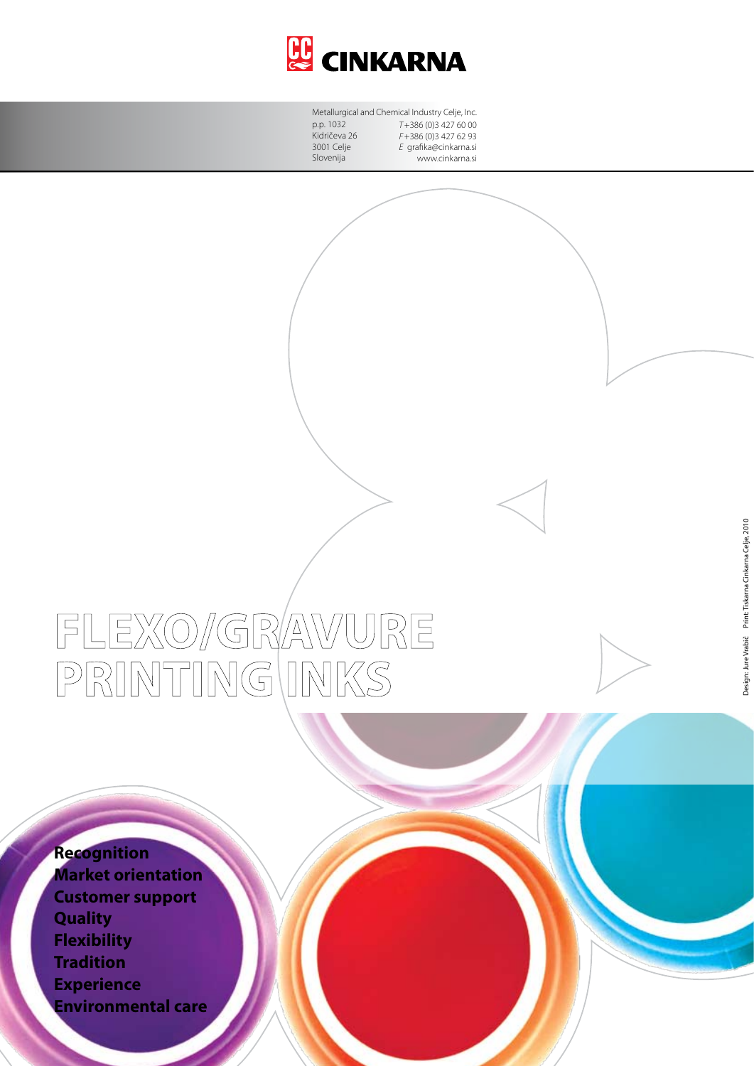CINKARNA

Metallurgical and Chemical Industry Celje, Inc.

p.p. 1032
Kidričeva 26
3001 Celje
Slovenija

*T* +386 (0)3 427 60 00
*F* +386 (0)3 427 62 93
*E* grafika@cinkarna.si
www.cinkarna.si

# FLEXO/GRAVURE PRINTING INKS

**Recognition**
**Market orientation**
**Customer support**
**Quality**
**Flexibility**
**Tradition**
**Experience**
**Environmental care**

Design: Jure Vrabič   Print: Tiskarna Cinkarna Celje, 2010